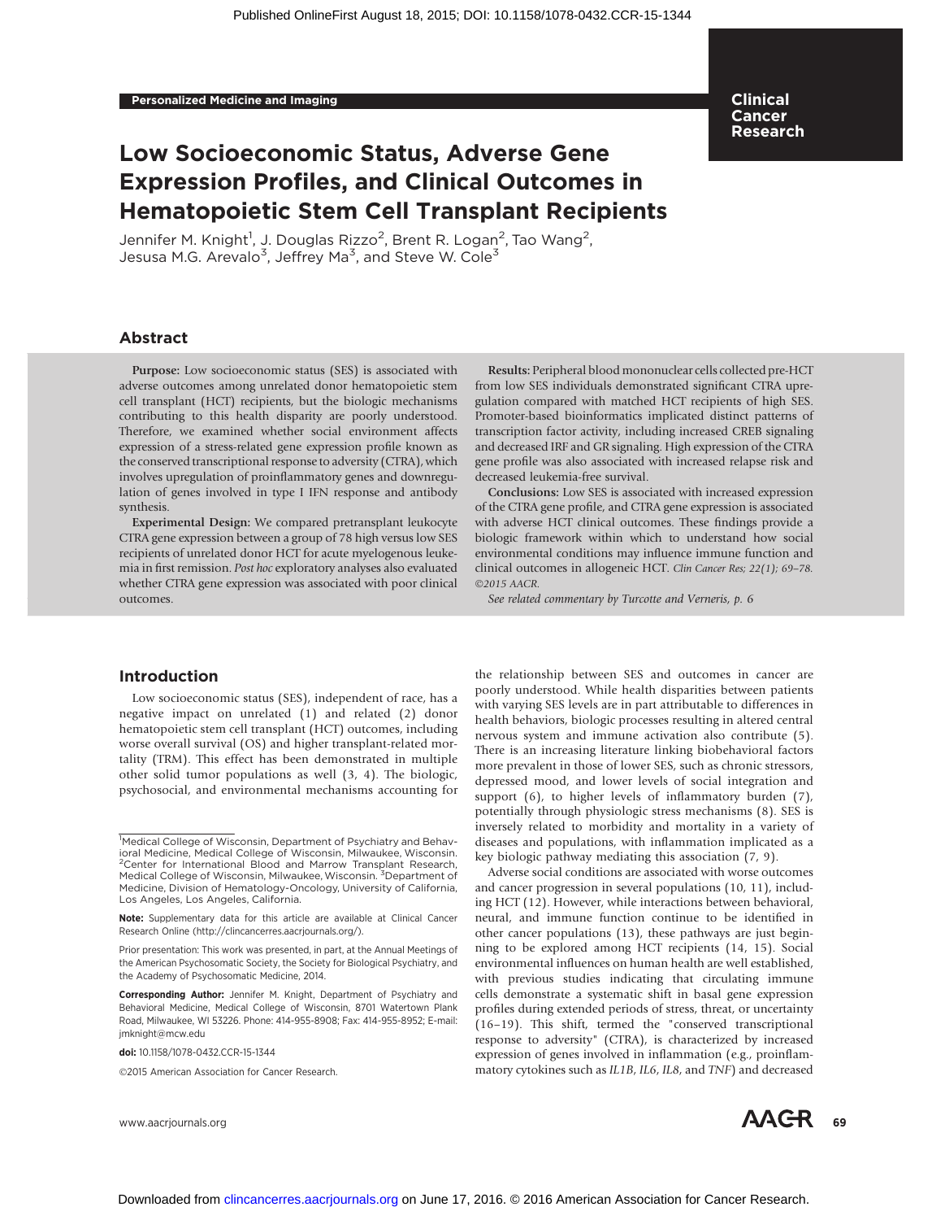Personalized Medicine and Imaging

# Low Socioeconomic Status, Adverse Gene Expression Profiles, and Clinical Outcomes in Hematopoietic Stem Cell Transplant Recipients

Jennifer M. Knight[1], J. Douglas Rizzo[2], Brent R. Logan[2], Tao Wang[2], Jesusa M.G. Arevalo[3], Jeffrey Ma[3], and Steve W. Cole[3]

## Abstract

**Purpose:** Low socioeconomic status (SES) is associated with adverse outcomes among unrelated donor hematopoietic stem cell transplant (HCT) recipients, but the biologic mechanisms contributing to this health disparity are poorly understood. Therefore, we examined whether social environment affects expression of a stress-related gene expression profile known as the conserved transcriptional response to adversity (CTRA), which involves upregulation of proinflammatory genes and downregulation of genes involved in type I IFN response and antibody synthesis.

**Experimental Design:** We compared pretransplant leukocyte CTRA gene expression between a group of 78 high versus low SES recipients of unrelated donor HCT for acute myelogenous leukemia in first remission. *Post hoc* exploratory analyses also evaluated whether CTRA gene expression was associated with poor clinical outcomes.

**Results:** Peripheral blood mononuclear cells collected pre-HCT from low SES individuals demonstrated significant CTRA upregulation compared with matched HCT recipients of high SES. Promoter-based bioinformatics implicated distinct patterns of transcription factor activity, including increased CREB signaling and decreased IRF and GR signaling. High expression of the CTRA gene profile was also associated with increased relapse risk and decreased leukemia-free survival.

**Conclusions:** Low SES is associated with increased expression of the CTRA gene profile, and CTRA gene expression is associated with adverse HCT clinical outcomes. These findings provide a biologic framework within which to understand how social environmental conditions may influence immune function and clinical outcomes in allogeneic HCT. *Clin Cancer Res; 22(1); 69–78. ©2015 AACR.*

*See related commentary by Turcotte and Verneris, p. 6*

## Introduction

Low socioeconomic status (SES), independent of race, has a negative impact on unrelated (1) and related (2) donor hematopoietic stem cell transplant (HCT) outcomes, including worse overall survival (OS) and higher transplant-related mortality (TRM). This effect has been demonstrated in multiple other solid tumor populations as well (3, 4). The biologic, psychosocial, and environmental mechanisms accounting for the relationship between SES and outcomes in cancer are poorly understood. While health disparities between patients with varying SES levels are in part attributable to differences in health behaviors, biologic processes resulting in altered central nervous system and immune activation also contribute (5). There is an increasing literature linking biobehavioral factors more prevalent in those of lower SES, such as chronic stressors, depressed mood, and lower levels of social integration and support (6), to higher levels of inflammatory burden (7), potentially through physiologic stress mechanisms (8). SES is inversely related to morbidity and mortality in a variety of diseases and populations, with inflammation implicated as a key biologic pathway mediating this association (7, 9).

Adverse social conditions are associated with worse outcomes and cancer progression in several populations (10, 11), including HCT (12). However, while interactions between behavioral, neural, and immune function continue to be identified in other cancer populations (13), these pathways are just beginning to be explored among HCT recipients (14, 15). Social environmental influences on human health are well established, with previous studies indicating that circulating immune cells demonstrate a systematic shift in basal gene expression profiles during extended periods of stress, threat, or uncertainty (16–19). This shift, termed the "conserved transcriptional response to adversity" (CTRA), is characterized by increased expression of genes involved in inflammation (e.g., proinflammatory cytokines such as *IL1B*, *IL6*, *IL8*, and *TNF*) and decreased

[1]Medical College of Wisconsin, Department of Psychiatry and Behavioral Medicine, Medical College of Wisconsin, Milwaukee, Wisconsin. [2]Center for International Blood and Marrow Transplant Research, Medical College of Wisconsin, Milwaukee, Wisconsin. [3]Department of Medicine, Division of Hematology-Oncology, University of California, Los Angeles, Los Angeles, California.

**Note:** Supplementary data for this article are available at Clinical Cancer Research Online (http://clincancerres.aacrjournals.org/).

Prior presentation: This work was presented, in part, at the Annual Meetings of the American Psychosomatic Society, the Society for Biological Psychiatry, and the Academy of Psychosomatic Medicine, 2014.

**Corresponding Author:** Jennifer M. Knight, Department of Psychiatry and Behavioral Medicine, Medical College of Wisconsin, 8701 Watertown Plank Road, Milwaukee, WI 53226. Phone: 414-955-8908; Fax: 414-955-8952; E-mail: jmknight@mcw.edu

**doi:** 10.1158/1078-0432.CCR-15-1344

©2015 American Association for Cancer Research.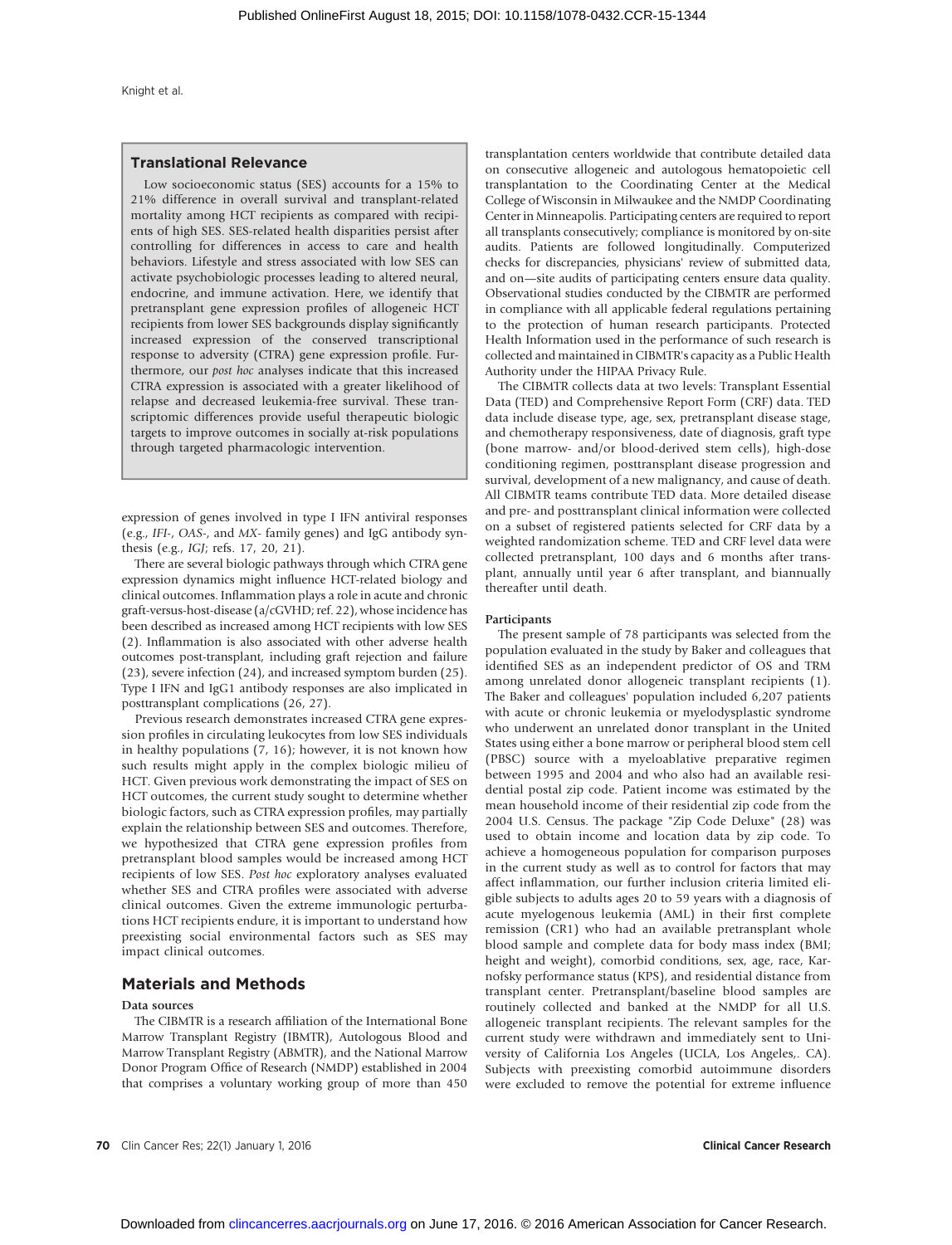## Translational Relevance

Low socioeconomic status (SES) accounts for a 15% to 21% difference in overall survival and transplant-related mortality among HCT recipients as compared with recipients of high SES. SES-related health disparities persist after controlling for differences in access to care and health behaviors. Lifestyle and stress associated with low SES can activate psychobiologic processes leading to altered neural, endocrine, and immune activation. Here, we identify that pretransplant gene expression profiles of allogeneic HCT recipients from lower SES backgrounds display significantly increased expression of the conserved transcriptional response to adversity (CTRA) gene expression profile. Furthermore, our *post hoc* analyses indicate that this increased CTRA expression is associated with a greater likelihood of relapse and decreased leukemia-free survival. These transcriptomic differences provide useful therapeutic biologic targets to improve outcomes in socially at-risk populations through targeted pharmacologic intervention.

expression of genes involved in type I IFN antiviral responses (e.g., *IFI*-, *OAS*-, and *MX*- family genes) and IgG antibody synthesis (e.g., *IGJ*; refs. 17, 20, 21).

There are several biologic pathways through which CTRA gene expression dynamics might influence HCT-related biology and clinical outcomes. Inflammation plays a role in acute and chronic graft-versus-host-disease (a/cGVHD; ref. 22), whose incidence has been described as increased among HCT recipients with low SES (2). Inflammation is also associated with other adverse health outcomes post-transplant, including graft rejection and failure (23), severe infection (24), and increased symptom burden (25). Type I IFN and IgG1 antibody responses are also implicated in posttransplant complications (26, 27).

Previous research demonstrates increased CTRA gene expression profiles in circulating leukocytes from low SES individuals in healthy populations (7, 16); however, it is not known how such results might apply in the complex biologic milieu of HCT. Given previous work demonstrating the impact of SES on HCT outcomes, the current study sought to determine whether biologic factors, such as CTRA expression profiles, may partially explain the relationship between SES and outcomes. Therefore, we hypothesized that CTRA gene expression profiles from pretransplant blood samples would be increased among HCT recipients of low SES. *Post hoc* exploratory analyses evaluated whether SES and CTRA profiles were associated with adverse clinical outcomes. Given the extreme immunologic perturbations HCT recipients endure, it is important to understand how preexisting social environmental factors such as SES may impact clinical outcomes.

## Materials and Methods

### Data sources

The CIBMTR is a research affiliation of the International Bone Marrow Transplant Registry (IBMTR), Autologous Blood and Marrow Transplant Registry (ABMTR), and the National Marrow Donor Program Office of Research (NMDP) established in 2004 that comprises a voluntary working group of more than 450 transplantation centers worldwide that contribute detailed data on consecutive allogeneic and autologous hematopoietic cell transplantation to the Coordinating Center at the Medical College of Wisconsin in Milwaukee and the NMDP Coordinating Center in Minneapolis. Participating centers are required to report all transplants consecutively; compliance is monitored by on-site audits. Patients are followed longitudinally. Computerized checks for discrepancies, physicians' review of submitted data, and on—site audits of participating centers ensure data quality. Observational studies conducted by the CIBMTR are performed in compliance with all applicable federal regulations pertaining to the protection of human research participants. Protected Health Information used in the performance of such research is collected and maintained in CIBMTR's capacity as a Public Health Authority under the HIPAA Privacy Rule.

The CIBMTR collects data at two levels: Transplant Essential Data (TED) and Comprehensive Report Form (CRF) data. TED data include disease type, age, sex, pretransplant disease stage, and chemotherapy responsiveness, date of diagnosis, graft type (bone marrow- and/or blood-derived stem cells), high-dose conditioning regimen, posttransplant disease progression and survival, development of a new malignancy, and cause of death. All CIBMTR teams contribute TED data. More detailed disease and pre- and posttransplant clinical information were collected on a subset of registered patients selected for CRF data by a weighted randomization scheme. TED and CRF level data were collected pretransplant, 100 days and 6 months after transplant, annually until year 6 after transplant, and biannually thereafter until death.

### Participants

The present sample of 78 participants was selected from the population evaluated in the study by Baker and colleagues that identified SES as an independent predictor of OS and TRM among unrelated donor allogeneic transplant recipients (1). The Baker and colleagues' population included 6,207 patients with acute or chronic leukemia or myelodysplastic syndrome who underwent an unrelated donor transplant in the United States using either a bone marrow or peripheral blood stem cell (PBSC) source with a myeloablative preparative regimen between 1995 and 2004 and who also had an available residential postal zip code. Patient income was estimated by the mean household income of their residential zip code from the 2004 U.S. Census. The package "Zip Code Deluxe" (28) was used to obtain income and location data by zip code. To achieve a homogeneous population for comparison purposes in the current study as well as to control for factors that may affect inflammation, our further inclusion criteria limited eligible subjects to adults ages 20 to 59 years with a diagnosis of acute myelogenous leukemia (AML) in their first complete remission (CR1) who had an available pretransplant whole blood sample and complete data for body mass index (BMI; height and weight), comorbid conditions, sex, age, race, Karnofsky performance status (KPS), and residential distance from transplant center. Pretransplant/baseline blood samples are routinely collected and banked at the NMDP for all U.S. allogeneic transplant recipients. The relevant samples for the current study were withdrawn and immediately sent to University of California Los Angeles (UCLA, Los Angeles,. CA). Subjects with preexisting comorbid autoimmune disorders were excluded to remove the potential for extreme influence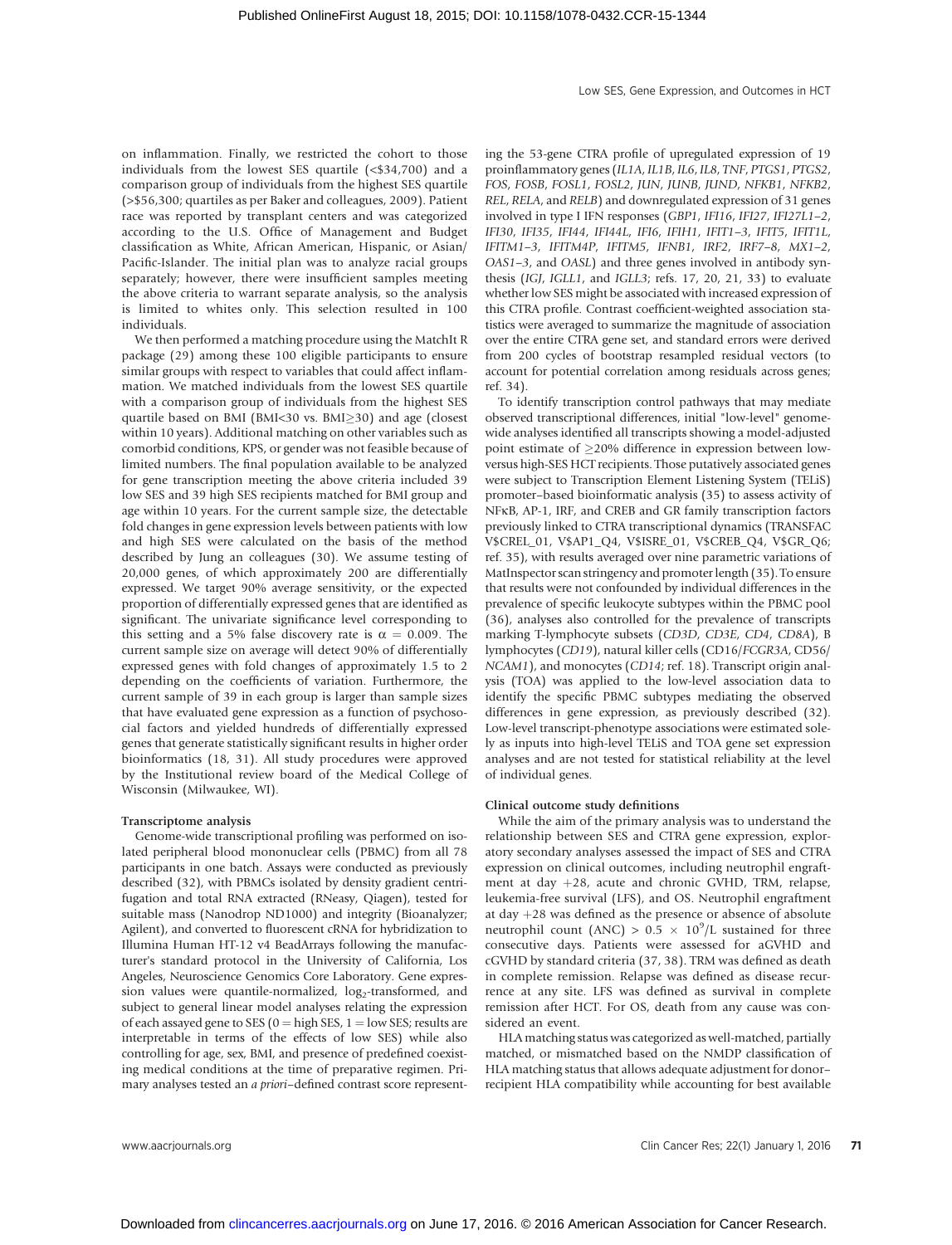on inflammation. Finally, we restricted the cohort to those individuals from the lowest SES quartile (<$34,700) and a comparison group of individuals from the highest SES quartile (>$56,300; quartiles as per Baker and colleagues, 2009). Patient race was reported by transplant centers and was categorized according to the U.S. Office of Management and Budget classification as White, African American, Hispanic, or Asian/Pacific-Islander. The initial plan was to analyze racial groups separately; however, there were insufficient samples meeting the above criteria to warrant separate analysis, so the analysis is limited to whites only. This selection resulted in 100 individuals.

We then performed a matching procedure using the MatchIt R package (29) among these 100 eligible participants to ensure similar groups with respect to variables that could affect inflammation. We matched individuals from the lowest SES quartile with a comparison group of individuals from the highest SES quartile based on BMI (BMI<30 vs. BMI≥30) and age (closest within 10 years). Additional matching on other variables such as comorbid conditions, KPS, or gender was not feasible because of limited numbers. The final population available to be analyzed for gene transcription meeting the above criteria included 39 low SES and 39 high SES recipients matched for BMI group and age within 10 years. For the current sample size, the detectable fold changes in gene expression levels between patients with low and high SES were calculated on the basis of the method described by Jung an colleagues (30). We assume testing of 20,000 genes, of which approximately 200 are differentially expressed. We target 90% average sensitivity, or the expected proportion of differentially expressed genes that are identified as significant. The univariate significance level corresponding to this setting and a 5% false discovery rate is $\alpha = 0.009$. The current sample size on average will detect 90% of differentially expressed genes with fold changes of approximately 1.5 to 2 depending on the coefficients of variation. Furthermore, the current sample of 39 in each group is larger than sample sizes that have evaluated gene expression as a function of psychosocial factors and yielded hundreds of differentially expressed genes that generate statistically significant results in higher order bioinformatics (18, 31). All study procedures were approved by the Institutional review board of the Medical College of Wisconsin (Milwaukee, WI).

### Transcriptome analysis

Genome-wide transcriptional profiling was performed on isolated peripheral blood mononuclear cells (PBMC) from all 78 participants in one batch. Assays were conducted as previously described (32), with PBMCs isolated by density gradient centrifugation and total RNA extracted (RNeasy, Qiagen), tested for suitable mass (Nanodrop ND1000) and integrity (Bioanalyzer; Agilent), and converted to fluorescent cRNA for hybridization to Illumina Human HT-12 v4 BeadArrays following the manufacturer's standard protocol in the University of California, Los Angeles, Neuroscience Genomics Core Laboratory. Gene expression values were quantile-normalized, $\log_2$-transformed, and subject to general linear model analyses relating the expression of each assayed gene to SES (0 = high SES, 1 = low SES; results are interpretable in terms of the effects of low SES) while also controlling for age, sex, BMI, and presence of predefined coexisting medical conditions at the time of preparative regimen. Primary analyses tested an *a priori*–defined contrast score representing the 53-gene CTRA profile of upregulated expression of 19 proinflammatory genes (*IL1A, IL1B, IL6, IL8, TNF, PTGS1, PTGS2, FOS, FOSB, FOSL1, FOSL2, JUN, JUNB, JUND, NFKB1, NFKB2, REL, RELA,* and *RELB*) and downregulated expression of 31 genes involved in type I IFN responses (*GBP1, IFI16, IFI27, IFI27L1–2, IFI30, IFI35, IFI44, IFI44L, IFI6, IFIH1, IFIT1–3, IFIT5, IFIT1L, IFITM1–3, IFITM4P, IFITM5, IFNB1, IRF2, IRF7–8, MX1–2, OAS1–3,* and *OASL*) and three genes involved in antibody synthesis (*IGJ, IGLL1,* and *IGLL3*; refs. 17, 20, 21, 33) to evaluate whether low SES might be associated with increased expression of this CTRA profile. Contrast coefficient-weighted association statistics were averaged to summarize the magnitude of association over the entire CTRA gene set, and standard errors were derived from 200 cycles of bootstrap resampled residual vectors (to account for potential correlation among residuals across genes; ref. 34).

To identify transcription control pathways that may mediate observed transcriptional differences, initial "low-level" genome-wide analyses identified all transcripts showing a model-adjusted point estimate of ≥20% difference in expression between low-versus high-SES HCT recipients. Those putatively associated genes were subject to Transcription Element Listening System (TELiS) promoter–based bioinformatic analysis (35) to assess activity of NFκB, AP-1, IRF, and CREB and GR family transcription factors previously linked to CTRA transcriptional dynamics (TRANSFAC V$CREL_01, V$AP1_Q4, V$ISRE_01, V$CREB_Q4, V$GR_Q6; ref. 35), with results averaged over nine parametric variations of MatInspector scan stringency and promoter length (35). To ensure that results were not confounded by individual differences in the prevalence of specific leukocyte subtypes within the PBMC pool (36), analyses also controlled for the prevalence of transcripts marking T-lymphocyte subsets (*CD3D, CD3E, CD4, CD8A*), B lymphocytes (*CD19*), natural killer cells (CD16/*FCGR3A*, CD56/*NCAM1*), and monocytes (*CD14*; ref. 18). Transcript origin analysis (TOA) was applied to the low-level association data to identify the specific PBMC subtypes mediating the observed differences in gene expression, as previously described (32). Low-level transcript-phenotype associations were estimated solely as inputs into high-level TELiS and TOA gene set expression analyses and are not tested for statistical reliability at the level of individual genes.

### Clinical outcome study definitions

While the aim of the primary analysis was to understand the relationship between SES and CTRA gene expression, exploratory secondary analyses assessed the impact of SES and CTRA expression on clinical outcomes, including neutrophil engraftment at day +28, acute and chronic GVHD, TRM, relapse, leukemia-free survival (LFS), and OS. Neutrophil engraftment at day +28 was defined as the presence or absence of absolute neutrophil count (ANC) > $0.5 \times 10^9$/L sustained for three consecutive days. Patients were assessed for aGVHD and cGVHD by standard criteria (37, 38). TRM was defined as death in complete remission. Relapse was defined as disease recurrence at any site. LFS was defined as survival in complete remission after HCT. For OS, death from any cause was considered an event.

HLA matching status was categorized as well-matched, partially matched, or mismatched based on the NMDP classification of HLA matching status that allows adequate adjustment for donor–recipient HLA compatibility while accounting for best available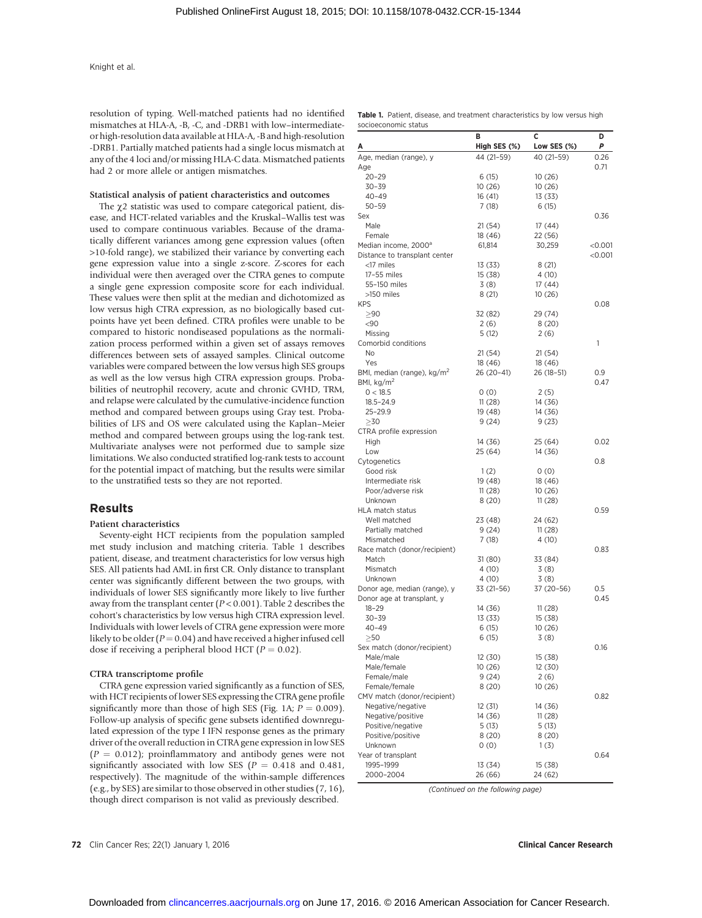resolution of typing. Well-matched patients had no identified mismatches at HLA-A, -B, -C, and -DRB1 with low–intermediate- or high-resolution data available at HLA-A, -B and high-resolution -DRB1. Partially matched patients had a single locus mismatch at any of the 4 loci and/or missing HLA-C data. Mismatched patients had 2 or more allele or antigen mismatches.

### Statistical analysis of patient characteristics and outcomes

The $\chi 2$ statistic was used to compare categorical patient, disease, and HCT-related variables and the Kruskal–Wallis test was used to compare continuous variables. Because of the dramatically different variances among gene expression values (often >10-fold range), we stabilized their variance by converting each gene expression value into a single z-score. Z-scores for each individual were then averaged over the CTRA genes to compute a single gene expression composite score for each individual. These values were then split at the median and dichotomized as low versus high CTRA expression, as no biologically based cutpoints have yet been defined. CTRA profiles were unable to be compared to historic nondiseased populations as the normalization process performed within a given set of assays removes differences between sets of assayed samples. Clinical outcome variables were compared between the low versus high SES groups as well as the low versus high CTRA expression groups. Probabilities of neutrophil recovery, acute and chronic GVHD, TRM, and relapse were calculated by the cumulative-incidence function method and compared between groups using Gray test. Probabilities of LFS and OS were calculated using the Kaplan–Meier method and compared between groups using the log-rank test. Multivariate analyses were not performed due to sample size limitations. We also conducted stratified log-rank tests to account for the potential impact of matching, but the results were similar to the unstratified tests so they are not reported.

## Results

### Patient characteristics

Seventy-eight HCT recipients from the population sampled met study inclusion and matching criteria. Table 1 describes patient, disease, and treatment characteristics for low versus high SES. All patients had AML in first CR. Only distance to transplant center was significantly different between the two groups, with individuals of lower SES significantly more likely to live further away from the transplant center ($P < 0.001$). Table 2 describes the cohort's characteristics by low versus high CTRA expression level. Individuals with lower levels of CTRA gene expression were more likely to be older ($P = 0.04$) and have received a higher infused cell dose if receiving a peripheral blood HCT ($P = 0.02$).

### CTRA transcriptome profile

CTRA gene expression varied significantly as a function of SES, with HCT recipients of lower SES expressing the CTRA gene profile significantly more than those of high SES (Fig. 1A; $P = 0.009$). Follow-up analysis of specific gene subsets identified downregulated expression of the type I IFN response genes as the primary driver of the overall reduction in CTRA gene expression in low SES ($P = 0.012$); proinflammatory and antibody genes were not significantly associated with low SES ($P = 0.418$ and $0.481$, respectively). The magnitude of the within-sample differences (e.g., by SES) are similar to those observed in other studies (7, 16), though direct comparison is not valid as previously described.

**Table 1.** Patient, disease, and treatment characteristics by low versus high socioeconomic status

| A | B<br>High SES (%) | C<br>Low SES (%) | D<br>P |
|---|---|---|---|
| Age, median (range), y | 44 (21–59) | 40 (21–59) | 0.26 |
| Age | | | 0.71 |
| 20–29 | 6 (15) | 10 (26) | |
| 30–39 | 10 (26) | 10 (26) | |
| 40–49 | 16 (41) | 13 (33) | |
| 50–59 | 7 (18) | 6 (15) | |
| Sex | | | 0.36 |
| Male | 21 (54) | 17 (44) | |
| Female | 18 (46) | 22 (56) | |
| Median income, 2000[a] | 61,814 | 30,259 | <0.001 |
| Distance to transplant center | | | <0.001 |
| <17 miles | 13 (33) | 8 (21) | |
| 17–55 miles | 15 (38) | 4 (10) | |
| 55–150 miles | 3 (8) | 17 (44) | |
| >150 miles | 8 (21) | 10 (26) | |
| KPS | | | 0.08 |
| ≥90 | 32 (82) | 29 (74) | |
| <90 | 2 (6) | 8 (20) | |
| Missing | 5 (12) | 2 (6) | |
| Comorbid conditions | | | 1 |
| No | 21 (54) | 21 (54) | |
| Yes | 18 (46) | 18 (46) | |
| BMI, median (range), kg/m$^2$ | 26 (20–41) | 26 (18–51) | 0.9 |
| BMI, kg/m$^2$ | | | 0.47 |
| 0 < 18.5 | 0 (0) | 2 (5) | |
| 18.5–24.9 | 11 (28) | 14 (36) | |
| 25–29.9 | 19 (48) | 14 (36) | |
| ≥30 | 9 (24) | 9 (23) | |
| CTRA profile expression | | | |
| High | 14 (36) | 25 (64) | 0.02 |
| Low | 25 (64) | 14 (36) | |
| Cytogenetics | | | 0.8 |
| Good risk | 1 (2) | 0 (0) | |
| Intermediate risk | 19 (48) | 18 (46) | |
| Poor/adverse risk | 11 (28) | 10 (26) | |
| Unknown | 8 (20) | 11 (28) | |
| HLA match status | | | 0.59 |
| Well matched | 23 (48) | 24 (62) | |
| Partially matched | 9 (24) | 11 (28) | |
| Mismatched | 7 (18) | 4 (10) | |
| Race match (donor/recipient) | | | 0.83 |
| Match | 31 (80) | 33 (84) | |
| Mismatch | 4 (10) | 3 (8) | |
| Unknown | 4 (10) | 3 (8) | |
| Donor age, median (range), y | 33 (21–56) | 37 (20–56) | 0.5 |
| Donor age at transplant, y | | | 0.45 |
| 18–29 | 14 (36) | 11 (28) | |
| 30–39 | 13 (33) | 15 (38) | |
| 40–49 | 6 (15) | 10 (26) | |
| ≥50 | 6 (15) | 3 (8) | |
| Sex match (donor/recipient) | | | 0.16 |
| Male/male | 12 (30) | 15 (38) | |
| Male/female | 10 (26) | 12 (30) | |
| Female/male | 9 (24) | 2 (6) | |
| Female/female | 8 (20) | 10 (26) | |
| CMV match (donor/recipient) | | | 0.82 |
| Negative/negative | 12 (31) | 14 (36) | |
| Negative/positive | 14 (36) | 11 (28) | |
| Positive/negative | 5 (13) | 5 (13) | |
| Positive/positive | 8 (20) | 8 (20) | |
| Unknown | 0 (0) | 1 (3) | |
| Year of transplant | | | 0.64 |
| 1995–1999 | 13 (34) | 15 (38) | |
| 2000–2004 | 26 (66) | 24 (62) | |

*(Continued on the following page)*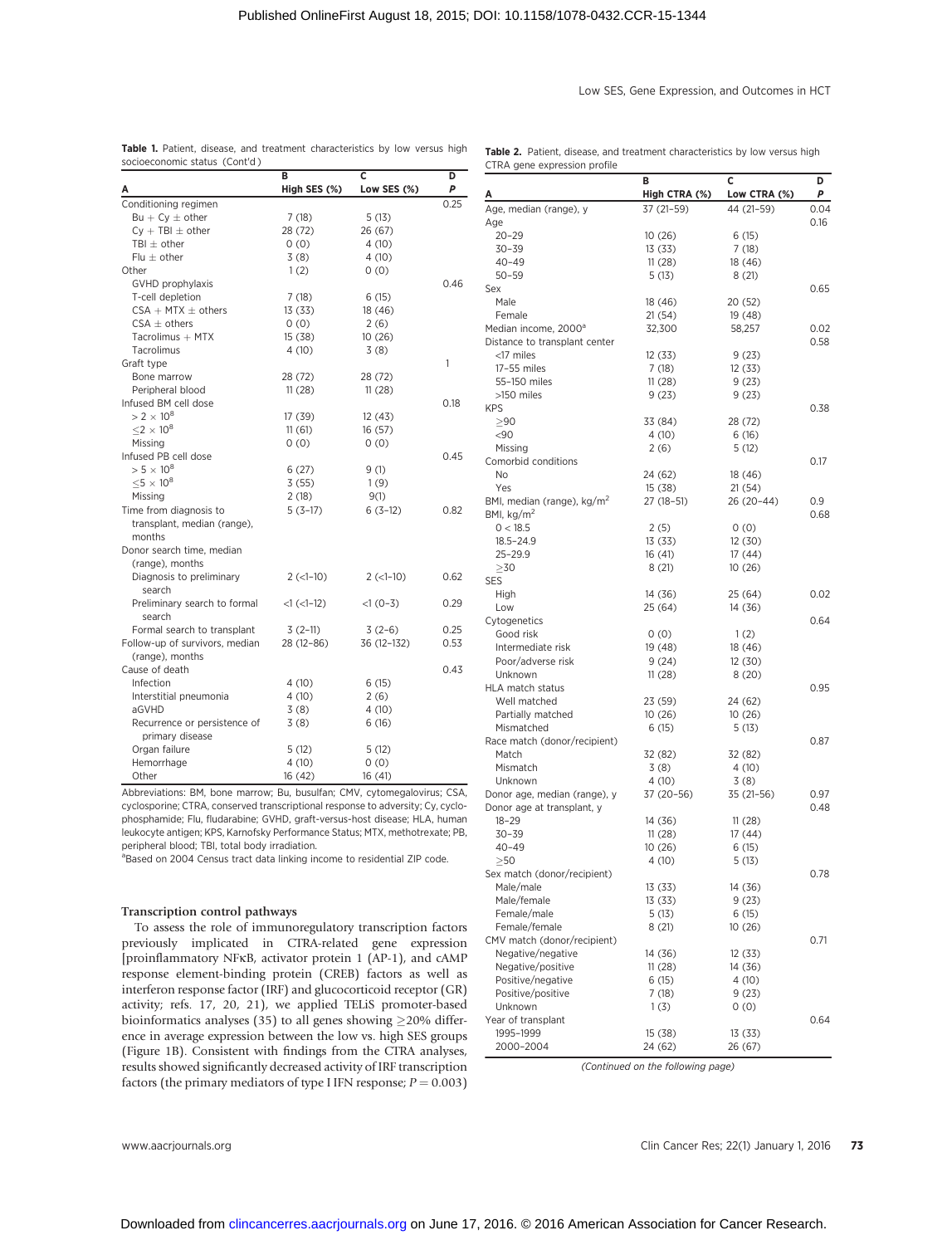**Table 1.** Patient, disease, and treatment characteristics by low versus high socioeconomic status (Cont'd)

| A | B High SES (%) | C Low SES (%) | D *P* |
|---|---|---|---|
| Conditioning regimen | | | 0.25 |
| Bu + Cy ± other | 7 (18) | 5 (13) | |
| Cy + TBI ± other | 28 (72) | 26 (67) | |
| TBI ± other | 0 (0) | 4 (10) | |
| Flu ± other | 3 (8) | 4 (10) | |
| Other | 1 (2) | 0 (0) | |
| GVHD prophylaxis | | | 0.46 |
| T-cell depletion | 7 (18) | 6 (15) | |
| CSA + MTX ± others | 13 (33) | 18 (46) | |
| CSA ± others | 0 (0) | 2 (6) | |
| Tacrolimus + MTX | 15 (38) | 10 (26) | |
| Tacrolimus | 4 (10) | 3 (8) | |
| Graft type | | | 1 |
| Bone marrow | 28 (72) | 28 (72) | |
| Peripheral blood | 11 (28) | 11 (28) | |
| Infused BM cell dose | | | 0.18 |
| $> 2 \times 10^8$ | 17 (39) | 12 (43) | |
| $\leq 2 \times 10^8$ | 11 (61) | 16 (57) | |
| Missing | 0 (0) | 0 (0) | |
| Infused PB cell dose | | | 0.45 |
| $> 5 \times 10^8$ | 6 (27) | 9 (1) | |
| $\leq 5 \times 10^8$ | 3 (55) | 1 (9) | |
| Missing | 2 (18) | 9(1) | |
| Time from diagnosis to transplant, median (range), months | 5 (3–17) | 6 (3–12) | 0.82 |
| Donor search time, median (range), months | | | |
| Diagnosis to preliminary search | 2 (<1–10) | 2 (<1–10) | 0.62 |
| Preliminary search to formal search | <1 (<1–12) | <1 (0–3) | 0.29 |
| Formal search to transplant | 3 (2–11) | 3 (2–6) | 0.25 |
| Follow-up of survivors, median (range), months | 28 (12–86) | 36 (12–132) | 0.53 |
| Cause of death | | | 0.43 |
| Infection | 4 (10) | 6 (15) | |
| Interstitial pneumonia | 4 (10) | 2 (6) | |
| aGVHD | 3 (8) | 4 (10) | |
| Recurrence or persistence of primary disease | 3 (8) | 6 (16) | |
| Organ failure | 5 (12) | 5 (12) | |
| Hemorrhage | 4 (10) | 0 (0) | |
| Other | 16 (42) | 16 (41) | |

Abbreviations: BM, bone marrow; Bu, busulfan; CMV, cytomegalovirus; CSA, cyclosporine; CTRA, conserved transcriptional response to adversity; Cy, cyclophosphamide; Flu, fludarabine; GVHD, graft-versus-host disease; HLA, human leukocyte antigen; KPS, Karnofsky Performance Status; MTX, methotrexate; PB, peripheral blood; TBI, total body irradiation.

[a]Based on 2004 Census tract data linking income to residential ZIP code.

### Transcription control pathways

To assess the role of immunoregulatory transcription factors previously implicated in CTRA-related gene expression [proinflammatory NFκB, activator protein 1 (AP-1), and cAMP response element-binding protein (CREB) factors as well as interferon response factor (IRF) and glucocorticoid receptor (GR) activity; refs. 17, 20, 21), we applied TELiS promoter-based bioinformatics analyses (35) to all genes showing ≥20% difference in average expression between the low vs. high SES groups (Figure 1B). Consistent with findings from the CTRA analyses, results showed significantly decreased activity of IRF transcription factors (the primary mediators of type I IFN response; $P = 0.003$)

**Table 2.** Patient, disease, and treatment characteristics by low versus high CTRA gene expression profile

| A | B High CTRA (%) | C Low CTRA (%) | D *P* |
|---|---|---|---|
| Age, median (range), y | 37 (21–59) | 44 (21–59) | 0.04 |
| Age | | | 0.16 |
| 20–29 | 10 (26) | 6 (15) | |
| 30–39 | 13 (33) | 7 (18) | |
| 40–49 | 11 (28) | 18 (46) | |
| 50–59 | 5 (13) | 8 (21) | |
| Sex | | | 0.65 |
| Male | 18 (46) | 20 (52) | |
| Female | 21 (54) | 19 (48) | |
| Median income, 2000[a] | 32,300 | 58,257 | 0.02 |
| Distance to transplant center | | | 0.58 |
| <17 miles | 12 (33) | 9 (23) | |
| 17–55 miles | 7 (18) | 12 (33) | |
| 55–150 miles | 11 (28) | 9 (23) | |
| >150 miles | 9 (23) | 9 (23) | |
| KPS | | | 0.38 |
| ≥90 | 33 (84) | 28 (72) | |
| <90 | 4 (10) | 6 (16) | |
| Missing | 2 (6) | 5 (12) | |
| Comorbid conditions | | | 0.17 |
| No | 24 (62) | 18 (46) | |
| Yes | 15 (38) | 21 (54) | |
| BMI, median (range), kg/m$^2$ | 27 (18–51) | 26 (20–44) | 0.9 |
| BMI, kg/m$^2$ | | | 0.68 |
| 0 < 18.5 | 2 (5) | 0 (0) | |
| 18.5–24.9 | 13 (33) | 12 (30) | |
| 25–29.9 | 16 (41) | 17 (44) | |
| ≥30 | 8 (21) | 10 (26) | |
| SES | | | |
| High | 14 (36) | 25 (64) | 0.02 |
| Low | 25 (64) | 14 (36) | |
| Cytogenetics | | | 0.64 |
| Good risk | 0 (0) | 1 (2) | |
| Intermediate risk | 19 (48) | 18 (46) | |
| Poor/adverse risk | 9 (24) | 12 (30) | |
| Unknown | 11 (28) | 8 (20) | |
| HLA match status | | | 0.95 |
| Well matched | 23 (59) | 24 (62) | |
| Partially matched | 10 (26) | 10 (26) | |
| Mismatched | 6 (15) | 5 (13) | |
| Race match (donor/recipient) | | | 0.87 |
| Match | 32 (82) | 32 (82) | |
| Mismatch | 3 (8) | 4 (10) | |
| Unknown | 4 (10) | 3 (8) | |
| Donor age, median (range), y | 37 (20–56) | 35 (21–56) | 0.97 |
| Donor age at transplant, y | | | 0.48 |
| 18–29 | 14 (36) | 11 (28) | |
| 30–39 | 11 (28) | 17 (44) | |
| 40–49 | 10 (26) | 6 (15) | |
| ≥50 | 4 (10) | 5 (13) | |
| Sex match (donor/recipient) | | | 0.78 |
| Male/male | 13 (33) | 14 (36) | |
| Male/female | 13 (33) | 9 (23) | |
| Female/male | 5 (13) | 6 (15) | |
| Female/female | 8 (21) | 10 (26) | |
| CMV match (donor/recipient) | | | 0.71 |
| Negative/negative | 14 (36) | 12 (33) | |
| Negative/positive | 11 (28) | 14 (36) | |
| Positive/negative | 6 (15) | 4 (10) | |
| Positive/positive | 7 (18) | 9 (23) | |
| Unknown | 1 (3) | 0 (0) | |
| Year of transplant | | | 0.64 |
| 1995–1999 | 15 (38) | 13 (33) | |
| 2000–2004 | 24 (62) | 26 (67) | |

*(Continued on the following page)*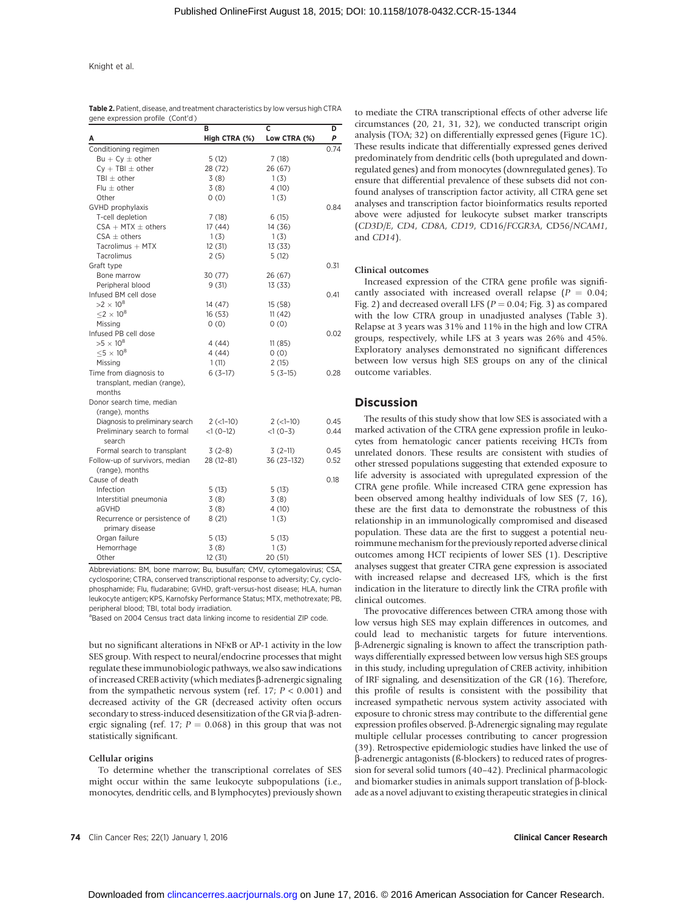**Table 2.** Patient, disease, and treatment characteristics by low versus high CTRA gene expression profile (Cont'd)

| A | B<br>High CTRA (%) | C<br>Low CTRA (%) | D<br>*P* |
|---|---|---|---|
| Conditioning regimen | | | 0.74 |
| Bu + Cy ± other | 5 (12) | 7 (18) | |
| Cy + TBI ± other | 28 (72) | 26 (67) | |
| TBI ± other | 3 (8) | 1 (3) | |
| Flu ± other | 3 (8) | 4 (10) | |
| Other | 0 (0) | 1 (3) | |
| GVHD prophylaxis | | | 0.84 |
| T-cell depletion | 7 (18) | 6 (15) | |
| CSA + MTX ± others | 17 (44) | 14 (36) | |
| CSA ± others | 1 (3) | 1 (3) | |
| Tacrolimus + MTX | 12 (31) | 13 (33) | |
| Tacrolimus | 2 (5) | 5 (12) | |
| Graft type | | | 0.31 |
| Bone marrow | 30 (77) | 26 (67) | |
| Peripheral blood | 9 (31) | 13 (33) | |
| Infused BM cell dose | | | 0.41 |
| $>2 \times 10^8$ | 14 (47) | 15 (58) | |
| $\leq 2 \times 10^8$ | 16 (53) | 11 (42) | |
| Missing | 0 (0) | 0 (0) | |
| Infused PB cell dose | | | 0.02 |
| $>5 \times 10^8$ | 4 (44) | 11 (85) | |
| $\leq 5 \times 10^8$ | 4 (44) | 0 (0) | |
| Missing | 1 (11) | 2 (15) | |
| Time from diagnosis to transplant, median (range), months | 6 (3–17) | 5 (3–15) | 0.28 |
| Donor search time, median (range), months | | | |
| Diagnosis to preliminary search | 2 (<1–10) | 2 (<1–10) | 0.45 |
| Preliminary search to formal search | <1 (0–12) | <1 (0–3) | 0.44 |
| Formal search to transplant | 3 (2–8) | 3 (2–11) | 0.45 |
| Follow-up of survivors, median (range), months | 28 (12–81) | 36 (23–132) | 0.52 |
| Cause of death | | | 0.18 |
| Infection | 5 (13) | 5 (13) | |
| Interstitial pneumonia | 3 (8) | 3 (8) | |
| aGVHD | 3 (8) | 4 (10) | |
| Recurrence or persistence of primary disease | 8 (21) | 1 (3) | |
| Organ failure | 5 (13) | 5 (13) | |
| Hemorrhage | 3 (8) | 1 (3) | |
| Other | 12 (31) | 20 (51) | |

Abbreviations: BM, bone marrow; Bu, busulfan; CMV, cytomegalovirus; CSA, cyclosporine; CTRA, conserved transcriptional response to adversity; Cy, cyclophosphamide; Flu, fludarabine; GVHD, graft-versus-host disease; HLA, human leukocyte antigen; KPS, Karnofsky Performance Status; MTX, methotrexate; PB, peripheral blood; TBI, total body irradiation.

[a]Based on 2004 Census tract data linking income to residential ZIP code.

but no significant alterations in NFκB or AP-1 activity in the low SES group. With respect to neural/endocrine processes that might regulate these immunobiologic pathways, we also saw indications of increased CREB activity (which mediates β-adrenergic signaling from the sympathetic nervous system (ref. 17; $P < 0.001$) and decreased activity of the GR (decreased activity often occurs secondary to stress-induced desensitization of the GR via β-adrenergic signaling (ref. 17; $P = 0.068$) in this group that was not statistically significant.

### Cellular origins

To determine whether the transcriptional correlates of SES might occur within the same leukocyte subpopulations (i.e., monocytes, dendritic cells, and B lymphocytes) previously shown to mediate the CTRA transcriptional effects of other adverse life circumstances (20, 21, 31, 32), we conducted transcript origin analysis (TOA; 32) on differentially expressed genes (Figure 1C). These results indicate that differentially expressed genes derived predominately from dendritic cells (both upregulated and downregulated genes) and from monocytes (downregulated genes). To ensure that differential prevalence of these subsets did not confound analyses of transcription factor activity, all CTRA gene set analyses and transcription factor bioinformatics results reported above were adjusted for leukocyte subset marker transcripts (*CD3D/E*, *CD4*, *CD8A*, *CD19*, CD16/*FCGR3A*, CD56/*NCAM1*, and *CD14*).

### Clinical outcomes

Increased expression of the CTRA gene profile was significantly associated with increased overall relapse ($P = 0.04$; Fig. 2) and decreased overall LFS ($P = 0.04$; Fig. 3) as compared with the low CTRA group in unadjusted analyses (Table 3). Relapse at 3 years was 31% and 11% in the high and low CTRA groups, respectively, while LFS at 3 years was 26% and 45%. Exploratory analyses demonstrated no significant differences between low versus high SES groups on any of the clinical outcome variables.

## Discussion

The results of this study show that low SES is associated with a marked activation of the CTRA gene expression profile in leukocytes from hematologic cancer patients receiving HCTs from unrelated donors. These results are consistent with studies of other stressed populations suggesting that extended exposure to life adversity is associated with upregulated expression of the CTRA gene profile. While increased CTRA gene expression has been observed among healthy individuals of low SES (7, 16), these are the first data to demonstrate the robustness of this relationship in an immunologically compromised and diseased population. These data are the first to suggest a potential neuroimmune mechanism for the previously reported adverse clinical outcomes among HCT recipients of lower SES (1). Descriptive analyses suggest that greater CTRA gene expression is associated with increased relapse and decreased LFS, which is the first indication in the literature to directly link the CTRA profile with clinical outcomes.

The provocative differences between CTRA among those with low versus high SES may explain differences in outcomes, and could lead to mechanistic targets for future interventions. β-Adrenergic signaling is known to affect the transcription pathways differentially expressed between low versus high SES groups in this study, including upregulation of CREB activity, inhibition of IRF signaling, and desensitization of the GR (16). Therefore, this profile of results is consistent with the possibility that increased sympathetic nervous system activity associated with exposure to chronic stress may contribute to the differential gene expression profiles observed. β-Adrenergic signaling may regulate multiple cellular processes contributing to cancer progression (39). Retrospective epidemiologic studies have linked the use of β-adrenergic antagonists (ß-blockers) to reduced rates of progression for several solid tumors (40–42). Preclinical pharmacologic and biomarker studies in animals support translation of β-blockade as a novel adjuvant to existing therapeutic strategies in clinical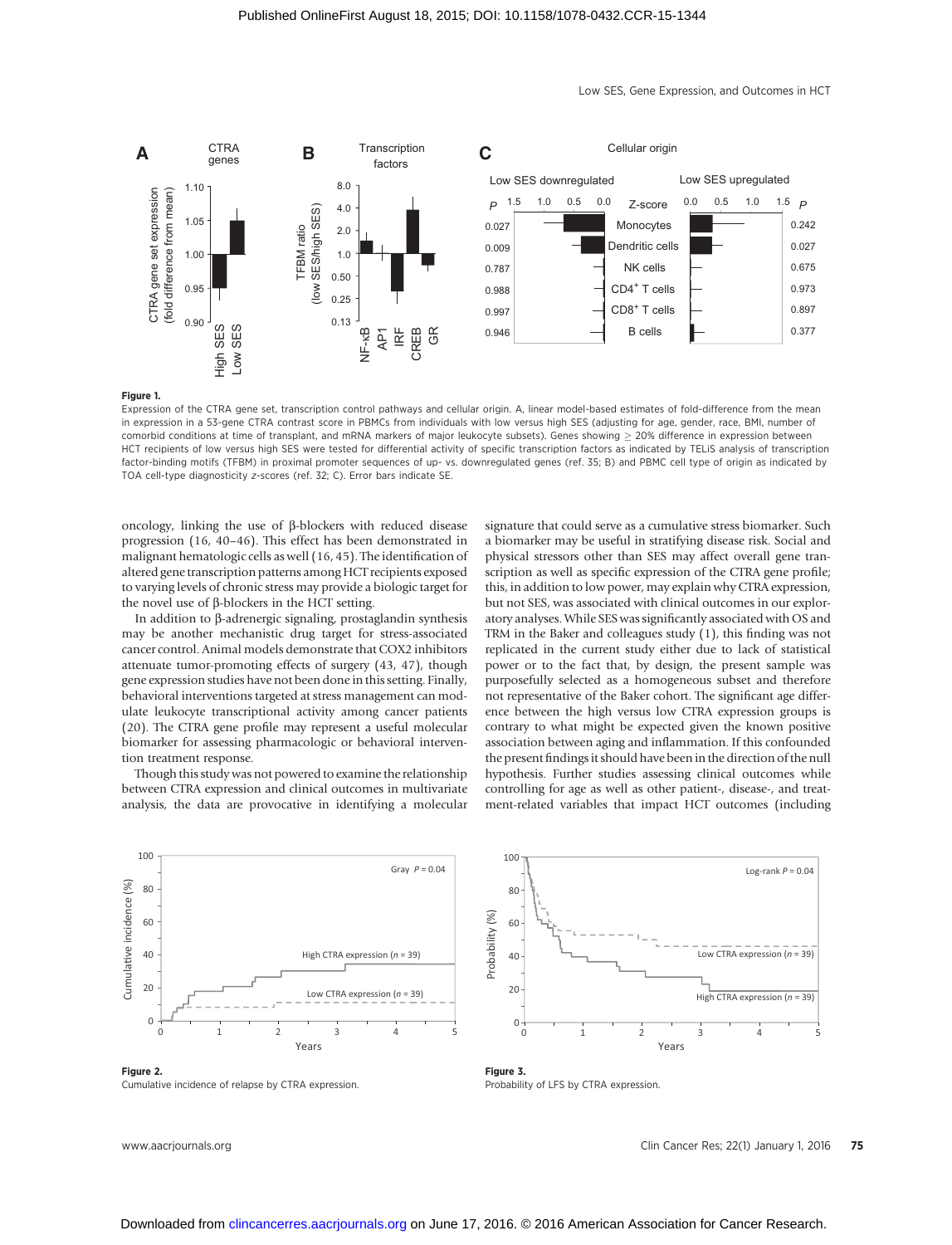**Figure 1.**
Expression of the CTRA gene set, transcription control pathways and cellular origin. A, linear model-based estimates of fold-difference from the mean in expression in a 53-gene CTRA contrast score in PBMCs from individuals with low versus high SES (adjusting for age, gender, race, BMI, number of comorbid conditions at time of transplant, and mRNA markers of major leukocyte subsets). Genes showing ≥ 20% difference in expression between HCT recipients of low versus high SES were tested for differential activity of specific transcription factors as indicated by TELiS analysis of transcription factor-binding motifs (TFBM) in proximal promoter sequences of up- vs. downregulated genes (ref. 35; B) and PBMC cell type of origin as indicated by TOA cell-type diagnosticity z-scores (ref. 32; C). Error bars indicate SE.

oncology, linking the use of β-blockers with reduced disease progression (16, 40–46). This effect has been demonstrated in malignant hematologic cells as well (16, 45). The identification of altered gene transcription patterns among HCT recipients exposed to varying levels of chronic stress may provide a biologic target for the novel use of β-blockers in the HCT setting.

In addition to β-adrenergic signaling, prostaglandin synthesis may be another mechanistic drug target for stress-associated cancer control. Animal models demonstrate that COX2 inhibitors attenuate tumor-promoting effects of surgery (43, 47), though gene expression studies have not been done in this setting. Finally, behavioral interventions targeted at stress management can modulate leukocyte transcriptional activity among cancer patients (20). The CTRA gene profile may represent a useful molecular biomarker for assessing pharmacologic or behavioral intervention treatment response.

Though this study was not powered to examine the relationship between CTRA expression and clinical outcomes in multivariate analysis, the data are provocative in identifying a molecular signature that could serve as a cumulative stress biomarker. Such a biomarker may be useful in stratifying disease risk. Social and physical stressors other than SES may affect overall gene transcription as well as specific expression of the CTRA gene profile; this, in addition to low power, may explain why CTRA expression, but not SES, was associated with clinical outcomes in our exploratory analyses. While SES was significantly associated with OS and TRM in the Baker and colleagues study (1), this finding was not replicated in the current study either due to lack of statistical power or to the fact that, by design, the present sample was purposefully selected as a homogeneous subset and therefore not representative of the Baker cohort. The significant age difference between the high versus low CTRA expression groups is contrary to what might be expected given the known positive association between aging and inflammation. If this confounded the present findings it should have been in the direction of the null hypothesis. Further studies assessing clinical outcomes while controlling for age as well as other patient-, disease-, and treatment-related variables that impact HCT outcomes (including

**Figure 2.**
Cumulative incidence of relapse by CTRA expression.

**Figure 3.**
Probability of LFS by CTRA expression.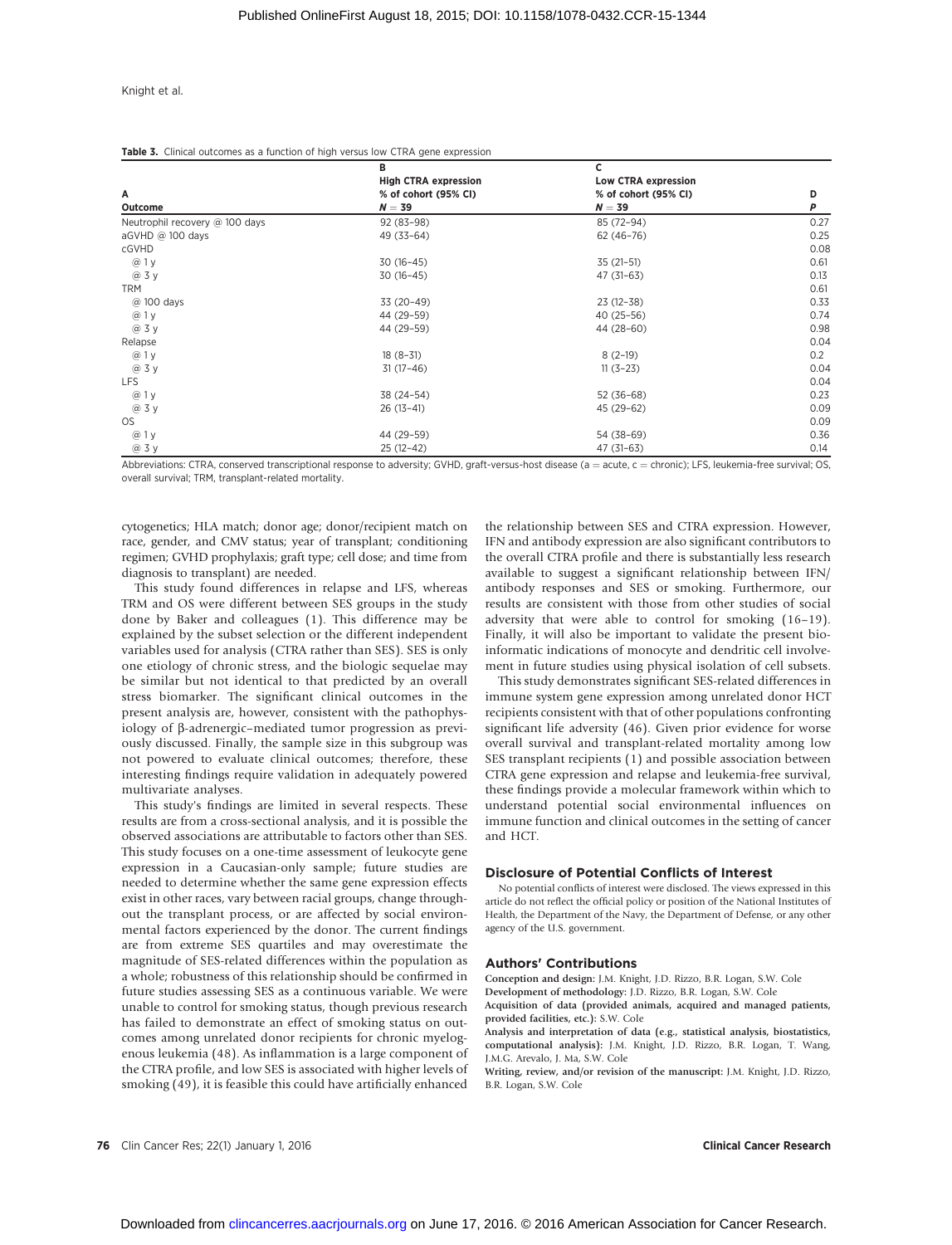**Table 3.** Clinical outcomes as a function of high versus low CTRA gene expression

| A<br>Outcome | B<br>High CTRA expression<br>% of cohort (95% CI)<br>$N = 39$ | C<br>Low CTRA expression<br>% of cohort (95% CI)<br>$N = 39$ | D<br>*P* |
|---|---|---|---|
| Neutrophil recovery @ 100 days | 92 (83–98) | 85 (72–94) | 0.27 |
| aGVHD @ 100 days | 49 (33–64) | 62 (46–76) | 0.25 |
| cGVHD | | | 0.08 |
| @ 1 y | 30 (16–45) | 35 (21–51) | 0.61 |
| @ 3 y | 30 (16–45) | 47 (31–63) | 0.13 |
| TRM | | | 0.61 |
| @ 100 days | 33 (20–49) | 23 (12–38) | 0.33 |
| @ 1 y | 44 (29–59) | 40 (25–56) | 0.74 |
| @ 3 y | 44 (29–59) | 44 (28–60) | 0.98 |
| Relapse | | | 0.04 |
| @ 1 y | 18 (8–31) | 8 (2–19) | 0.2 |
| @ 3 y | 31 (17–46) | 11 (3–23) | 0.04 |
| LFS | | | 0.04 |
| @ 1 y | 38 (24–54) | 52 (36–68) | 0.23 |
| @ 3 y | 26 (13–41) | 45 (29–62) | 0.09 |
| OS | | | 0.09 |
| @ 1 y | 44 (29–59) | 54 (38–69) | 0.36 |
| @ 3 y | 25 (12–42) | 47 (31–63) | 0.14 |

Abbreviations: CTRA, conserved transcriptional response to adversity; GVHD, graft-versus-host disease (a = acute, c = chronic); LFS, leukemia-free survival; OS, overall survival; TRM, transplant-related mortality.

cytogenetics; HLA match; donor age; donor/recipient match on race, gender, and CMV status; year of transplant; conditioning regimen; GVHD prophylaxis; graft type; cell dose; and time from diagnosis to transplant) are needed.

This study found differences in relapse and LFS, whereas TRM and OS were different between SES groups in the study done by Baker and colleagues (1). This difference may be explained by the subset selection or the different independent variables used for analysis (CTRA rather than SES). SES is only one etiology of chronic stress, and the biologic sequelae may be similar but not identical to that predicted by an overall stress biomarker. The significant clinical outcomes in the present analysis are, however, consistent with the pathophysiology of β-adrenergic–mediated tumor progression as previously discussed. Finally, the sample size in this subgroup was not powered to evaluate clinical outcomes; therefore, these interesting findings require validation in adequately powered multivariate analyses.

This study's findings are limited in several respects. These results are from a cross-sectional analysis, and it is possible the observed associations are attributable to factors other than SES. This study focuses on a one-time assessment of leukocyte gene expression in a Caucasian-only sample; future studies are needed to determine whether the same gene expression effects exist in other races, vary between racial groups, change throughout the transplant process, or are affected by social environmental factors experienced by the donor. The current findings are from extreme SES quartiles and may overestimate the magnitude of SES-related differences within the population as a whole; robustness of this relationship should be confirmed in future studies assessing SES as a continuous variable. We were unable to control for smoking status, though previous research has failed to demonstrate an effect of smoking status on outcomes among unrelated donor recipients for chronic myelogenous leukemia (48). As inflammation is a large component of the CTRA profile, and low SES is associated with higher levels of smoking (49), it is feasible this could have artificially enhanced the relationship between SES and CTRA expression. However, IFN and antibody expression are also significant contributors to the overall CTRA profile and there is substantially less research available to suggest a significant relationship between IFN/antibody responses and SES or smoking. Furthermore, our results are consistent with those from other studies of social adversity that were able to control for smoking (16–19). Finally, it will also be important to validate the present bioinformatic indications of monocyte and dendritic cell involvement in future studies using physical isolation of cell subsets.

This study demonstrates significant SES-related differences in immune system gene expression among unrelated donor HCT recipients consistent with that of other populations confronting significant life adversity (46). Given prior evidence for worse overall survival and transplant-related mortality among low SES transplant recipients (1) and possible association between CTRA gene expression and relapse and leukemia-free survival, these findings provide a molecular framework within which to understand potential social environmental influences on immune function and clinical outcomes in the setting of cancer and HCT.

## Disclosure of Potential Conflicts of Interest

No potential conflicts of interest were disclosed. The views expressed in this article do not reflect the official policy or position of the National Institutes of Health, the Department of the Navy, the Department of Defense, or any other agency of the U.S. government.

## Authors' Contributions

**Conception and design:** J.M. Knight, J.D. Rizzo, B.R. Logan, S.W. Cole

**Development of methodology:** J.D. Rizzo, B.R. Logan, S.W. Cole

**Acquisition of data (provided animals, acquired and managed patients, provided facilities, etc.):** S.W. Cole

**Analysis and interpretation of data (e.g., statistical analysis, biostatistics, computational analysis):** J.M. Knight, J.D. Rizzo, B.R. Logan, T. Wang, J.M.G. Arevalo, J. Ma, S.W. Cole

**Writing, review, and/or revision of the manuscript:** J.M. Knight, J.D. Rizzo, B.R. Logan, S.W. Cole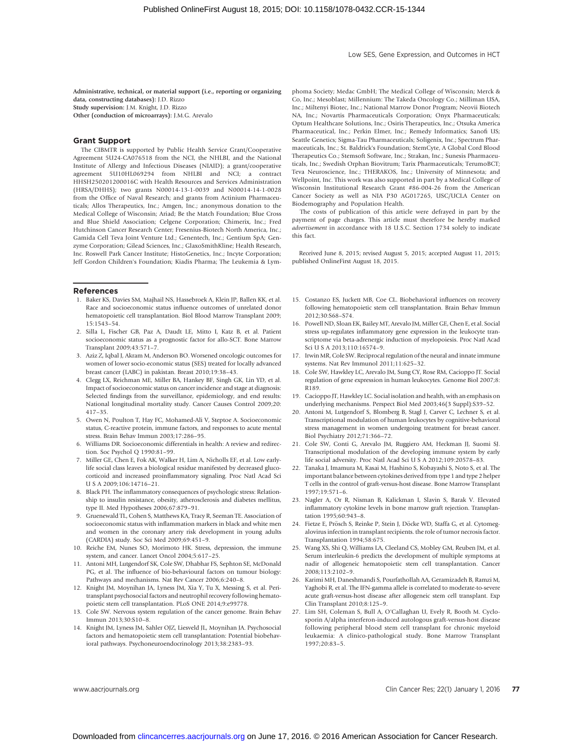**Administrative, technical, or material support (i.e., reporting or organizing data, constructing databases):** J.D. Rizzo
**Study supervision:** J.M. Knight, J.D. Rizzo
**Other (conduction of microarrays):** J.M.G. Arevalo

## Grant Support

The CIBMTR is supported by Public Health Service Grant/Cooperative Agreement 5U24-CA076518 from the NCI, the NHLBI, and the National Institute of Allergy and Infectious Diseases (NIAID); a grant/cooperative agreement 5U10HL069294 from NHLBI and NCI; a contract HHSH250201200016C with Health Resources and Services Administration (HRSA/DHHS); two grants N00014-13-1-0039 and N00014-14-1-0028 from the Office of Naval Research; and grants from Actinium Pharmaceuticals; Allos Therapeutics, Inc.; Amgen, Inc.; anonymous donation to the Medical College of Wisconsin; Ariad; Be the Match Foundation; Blue Cross and Blue Shield Association; Celgene Corporation; Chimerix, Inc.; Fred Hutchinson Cancer Research Center; Fresenius-Biotech North America, Inc.; Gamida Cell Teva Joint Venture Ltd.; Genentech, Inc.; Gentium SpA; Genzyme Corporation; Gilead Sciences, Inc.; GlaxoSmithKline; Health Research, Inc. Roswell Park Cancer Institute; HistoGenetics, Inc.; Incyte Corporation; Jeff Gordon Children's Foundation; Kiadis Pharma; The Leukemia & Lymphoma Society; Medac GmbH; The Medical College of Wisconsin; Merck & Co, Inc.; Mesoblast; Millennium: The Takeda Oncology Co.; Milliman USA, Inc.; Miltenyi Biotec, Inc.; National Marrow Donor Program; Neovii Biotech NA, Inc.; Novartis Pharmaceuticals Corporation; Onyx Pharmaceuticals; Optum Healthcare Solutions, Inc.; Osiris Therapeutics, Inc.; Otsuka America Pharmaceutical, Inc.; Perkin Elmer, Inc.; Remedy Informatics; Sanofi US; Seattle Genetics; Sigma-Tau Pharmaceuticals; Soligenix, Inc.; Spectrum Pharmaceuticals, Inc.; St. Baldrick's Foundation; StemCyte, A Global Cord Blood Therapeutics Co.; Stemsoft Software, Inc.; Strakan, Inc.; Sunesis Pharmaceuticals, Inc.; Swedish Orphan Biovitrum; Tarix Pharmaceuticals; TerumoBCT; Teva Neuroscience, Inc.; THERAKOS, Inc.; University of Minnesota; and Wellpoint, Inc. This work was also supported in part by a Medical College of Wisconsin Institutional Research Grant #86-004-26 from the American Cancer Society as well as NIA P30 AG017265, USC/UCLA Center on Biodemography and Population Health.

The costs of publication of this article were defrayed in part by the payment of page charges. This article must therefore be hereby marked *advertisement* in accordance with 18 U.S.C. Section 1734 solely to indicate this fact.

Received June 8, 2015; revised August 5, 2015; accepted August 11, 2015; published OnlineFirst August 18, 2015.

## References

1. Baker KS, Davies SM, Majhail NS, Hassebroek A, Klein JP, Ballen KK, et al. Race and socioeconomic status influence outcomes of unrelated donor hematopoietic cell transplantation. Biol Blood Marrow Transplant 2009; 15:1543–54.
2. Silla L, Fischer GB, Paz A, Daudt LE, Mitto I, Katz B, et al. Patient socioeconomic status as a prognostic factor for allo-SCT. Bone Marrow Transplant 2009;43:571–7.
3. Aziz Z, Iqbal J, Akram M, Anderson BO. Worsened oncologic outcomes for women of lower socio-economic status (SES) treated for locally advanced breast cancer (LABC) in pakistan. Breast 2010;19:38–43.
4. Clegg LX, Reichman ME, Miller BA, Hankey BF, Singh GK, Lin YD, et al. Impact of socioeconomic status on cancer incidence and stage at diagnosis: Selected findings from the surveillance, epidemiology, and end results: National longitudinal mortality study. Cancer Causes Control 2009;20: 417–35.
5. Owen N, Poulton T, Hay FC, Mohamed-Ali V, Steptoe A. Socioeconomic status, C-reactive protein, immune factors, and responses to acute mental stress. Brain Behav Immun 2003;17:286–95.
6. Williams DR. Socioeconomic differentials in health: A review and redirection. Soc Psychol Q 1990:81–99.
7. Miller GE, Chen E, Fok AK, Walker H, Lim A, Nicholls EF, et al. Low early-life social class leaves a biological residue manifested by decreased glucocorticoid and increased proinflammatory signaling. Proc Natl Acad Sci U S A 2009;106:14716–21.
8. Black PH. The inflammatory consequences of psychologic stress: Relationship to insulin resistance, obesity, atherosclerosis and diabetes mellitus, type II. Med Hypotheses 2006;67:879–91.
9. Gruenewald TL, Cohen S, Matthews KA, Tracy R, Seeman TE. Association of socioeconomic status with inflammation markers in black and white men and women in the coronary artery risk development in young adults (CARDIA) study. Soc Sci Med 2009;69:451–9.
10. Reiche EM, Nunes SO, Morimoto HK. Stress, depression, the immune system, and cancer. Lancet Oncol 2004;5:617–25.
11. Antoni MH, Lutgendorf SK, Cole SW, Dhabhar FS, Sephton SE, McDonald PG, et al. The influence of bio-behavioural factors on tumour biology: Pathways and mechanisms. Nat Rev Cancer 2006;6:240–8.
12. Knight JM, Moynihan JA, Lyness JM, Xia Y, Tu X, Messing S, et al. Peri-transplant psychosocial factors and neutrophil recovery following hematopoietic stem cell transplantation. PLoS ONE 2014;9:e99778.
13. Cole SW. Nervous system regulation of the cancer genome. Brain Behav Immun 2013;30:S10–8.
14. Knight JM, Lyness JM, Sahler OJZ, Liesveld JL, Moynihan JA. Psychosocial factors and hematopoietic stem cell transplantation: Potential biobehavioral pathways. Psychoneuroendocrinology 2013;38:2383–93.
15. Costanzo ES, Juckett MB, Coe CL. Biobehavioral influences on recovery following hematopoietic stem cell transplantation. Brain Behav Immun 2012;30:S68–S74.
16. Powell ND, Sloan EK, Bailey MT, Arevalo JM, Miller GE, Chen E, et al. Social stress up-regulates inflammatory gene expression in the leukocyte transcriptome via beta-adrenergic induction of myelopoiesis. Proc Natl Acad Sci U S A 2013;110:16574–9.
17. Irwin MR, Cole SW. Reciprocal regulation of the neural and innate immune systems. Nat Rev Immunol 2011;11:625–32.
18. Cole SW, Hawkley LC, Arevalo JM, Sung CY, Rose RM, Cacioppo JT. Social regulation of gene expression in human leukocytes. Genome Biol 2007;8: R189.
19. Cacioppo JT, Hawkley LC. Social isolation and health, with an emphasis on underlying mechanisms. Perspect Biol Med 2003;46(3 Suppl):S39–52.
20. Antoni M, Lutgendorf S, Blomberg B, Stagl J, Carver C, Lechner S, et al. Transcriptional modulation of human leukocytes by cognitive-behavioral stress management in women undergoing treatment for breast cancer. Biol Psychiatry 2012;71:366–72.
21. Cole SW, Conti G, Arevalo JM, Ruggiero AM, Heckman JJ, Suomi SJ. Transcriptional modulation of the developing immune system by early life social adversity. Proc Natl Acad Sci U S A 2012;109:20578–83.
22. Tanaka J, Imamura M, Kasai M, Hashino S, Kobayashi S, Noto S, et al. The important balance between cytokines derived from type 1 and type 2 helper T cells in the control of graft-versus-host disease. Bone Marrow Transplant 1997;19:571–6.
23. Nagler A, Or R, Nisman B, Kalickman I, Slavin S, Barak V. Elevated inflammatory cytokine levels in bone marrow graft rejection. Transplantation 1995;60:943–8.
24. Fietze E, Prösch S, Reinke P, Stein J, Döcke WD, Staffa G, et al. Cytomegalovirus infection in transplant recipients. the role of tumor necrosis factor. Transplantation 1994;58:675.
25. Wang XS, Shi Q, Williams LA, Cleeland CS, Mobley GM, Reuben JM, et al. Serum interleukin-6 predicts the development of multiple symptoms at nadir of allogeneic hematopoietic stem cell transplantation. Cancer 2008;113:2102–9.
26. Karimi MH, Daneshmandi S, Pourfathollah AA, Geramizadeh B, Ramzi M, Yaghobi R, et al. The IFN-gamma allele is correlated to moderate-to-severe acute graft-versus-host disease after allogeneic stem cell transplant. Exp Clin Transplant 2010;8:125–9.
27. Lim SH, Coleman S, Bull A, O'Callaghan U, Evely R, Booth M. Cyclosporin A/alpha interferon-induced autologous graft-versus-host disease following peripheral blood stem cell transplant for chronic myeloid leukaemia: A clinico-pathological study. Bone Marrow Transplant 1997;20:83–5.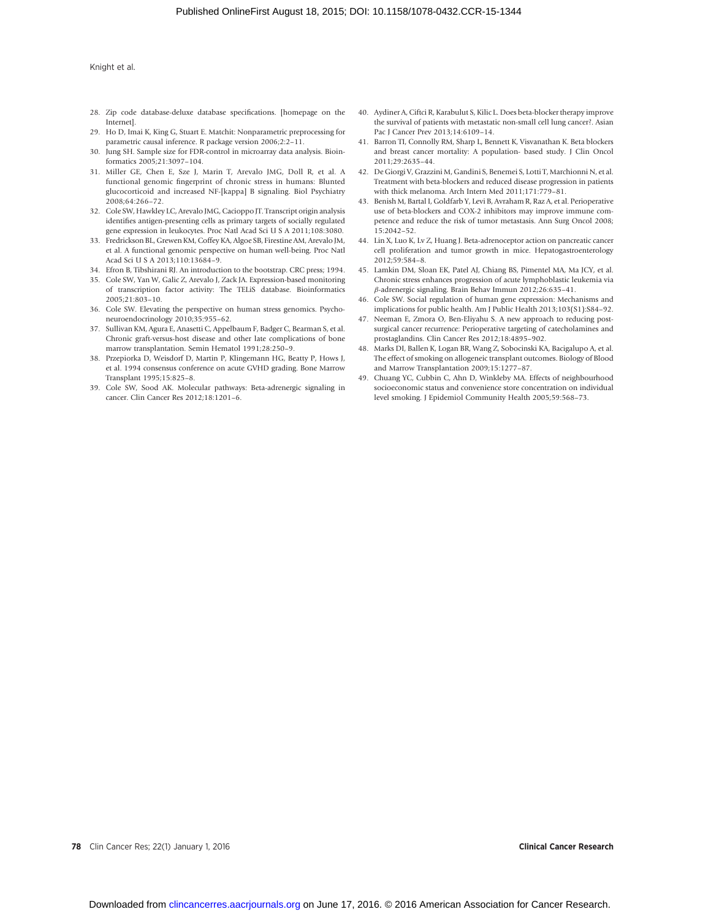28. Zip code database-deluxe database specifications. [homepage on the Internet].
29. Ho D, Imai K, King G, Stuart E. Matchit: Nonparametric preprocessing for parametric causal inference. R package version 2006;2:2–11.
30. Jung SH. Sample size for FDR-control in microarray data analysis. Bioinformatics 2005;21:3097–104.
31. Miller GE, Chen E, Sze J, Marin T, Arevalo JMG, Doll R, et al. A functional genomic fingerprint of chronic stress in humans: Blunted glucocorticoid and increased NF-[kappa] B signaling. Biol Psychiatry 2008;64:266–72.
32. Cole SW, Hawkley LC, Arevalo JMG, Cacioppo JT. Transcript origin analysis identifies antigen-presenting cells as primary targets of socially regulated gene expression in leukocytes. Proc Natl Acad Sci U S A 2011;108:3080.
33. Fredrickson BL, Grewen KM, Coffey KA, Algoe SB, Firestine AM, Arevalo JM, et al. A functional genomic perspective on human well-being. Proc Natl Acad Sci U S A 2013;110:13684–9.
34. Efron B, Tibshirani RJ. An introduction to the bootstrap. CRC press; 1994.
35. Cole SW, Yan W, Galic Z, Arevalo J, Zack JA. Expression-based monitoring of transcription factor activity: The TELiS database. Bioinformatics 2005;21:803–10.
36. Cole SW. Elevating the perspective on human stress genomics. Psychoneuroendocrinology 2010;35:955–62.
37. Sullivan KM, Agura E, Anasetti C, Appelbaum F, Badger C, Bearman S, et al. Chronic graft-versus-host disease and other late complications of bone marrow transplantation. Semin Hematol 1991;28:250–9.
38. Przepiorka D, Weisdorf D, Martin P, Klingemann HG, Beatty P, Hows J, et al. 1994 consensus conference on acute GVHD grading. Bone Marrow Transplant 1995;15:825–8.
39. Cole SW, Sood AK. Molecular pathways: Beta-adrenergic signaling in cancer. Clin Cancer Res 2012;18:1201–6.
40. Aydiner A, Ciftci R, Karabulut S, Kilic L. Does beta-blocker therapy improve the survival of patients with metastatic non-small cell lung cancer?. Asian Pac J Cancer Prev 2013;14:6109–14.
41. Barron TI, Connolly RM, Sharp L, Bennett K, Visvanathan K. Beta blockers and breast cancer mortality: A population- based study. J Clin Oncol 2011;29:2635–44.
42. De Giorgi V, Grazzini M, Gandini S, Benemei S, Lotti T, Marchionni N, et al. Treatment with beta-blockers and reduced disease progression in patients with thick melanoma. Arch Intern Med 2011;171:779–81.
43. Benish M, Bartal I, Goldfarb Y, Levi B, Avraham R, Raz A, et al. Perioperative use of beta-blockers and COX-2 inhibitors may improve immune competence and reduce the risk of tumor metastasis. Ann Surg Oncol 2008;15:2042–52.
44. Lin X, Luo K, Lv Z, Huang J. Beta-adrenoceptor action on pancreatic cancer cell proliferation and tumor growth in mice. Hepatogastroenterology 2012;59:584–8.
45. Lamkin DM, Sloan EK, Patel AJ, Chiang BS, Pimentel MA, Ma JCY, et al. Chronic stress enhances progression of acute lymphoblastic leukemia via $\beta$-adrenergic signaling. Brain Behav Immun 2012;26:635–41.
46. Cole SW. Social regulation of human gene expression: Mechanisms and implications for public health. Am J Public Health 2013;103(S1):S84–92.
47. Neeman E, Zmora O, Ben-Eliyahu S. A new approach to reducing postsurgical cancer recurrence: Perioperative targeting of catecholamines and prostaglandins. Clin Cancer Res 2012;18:4895–902.
48. Marks DI, Ballen K, Logan BR, Wang Z, Sobocinski KA, Bacigalupo A, et al. The effect of smoking on allogeneic transplant outcomes. Biology of Blood and Marrow Transplantation 2009;15:1277–87.
49. Chuang YC, Cubbin C, Ahn D, Winkleby MA. Effects of neighbourhood socioeconomic status and convenience store concentration on individual level smoking. J Epidemiol Community Health 2005;59:568–73.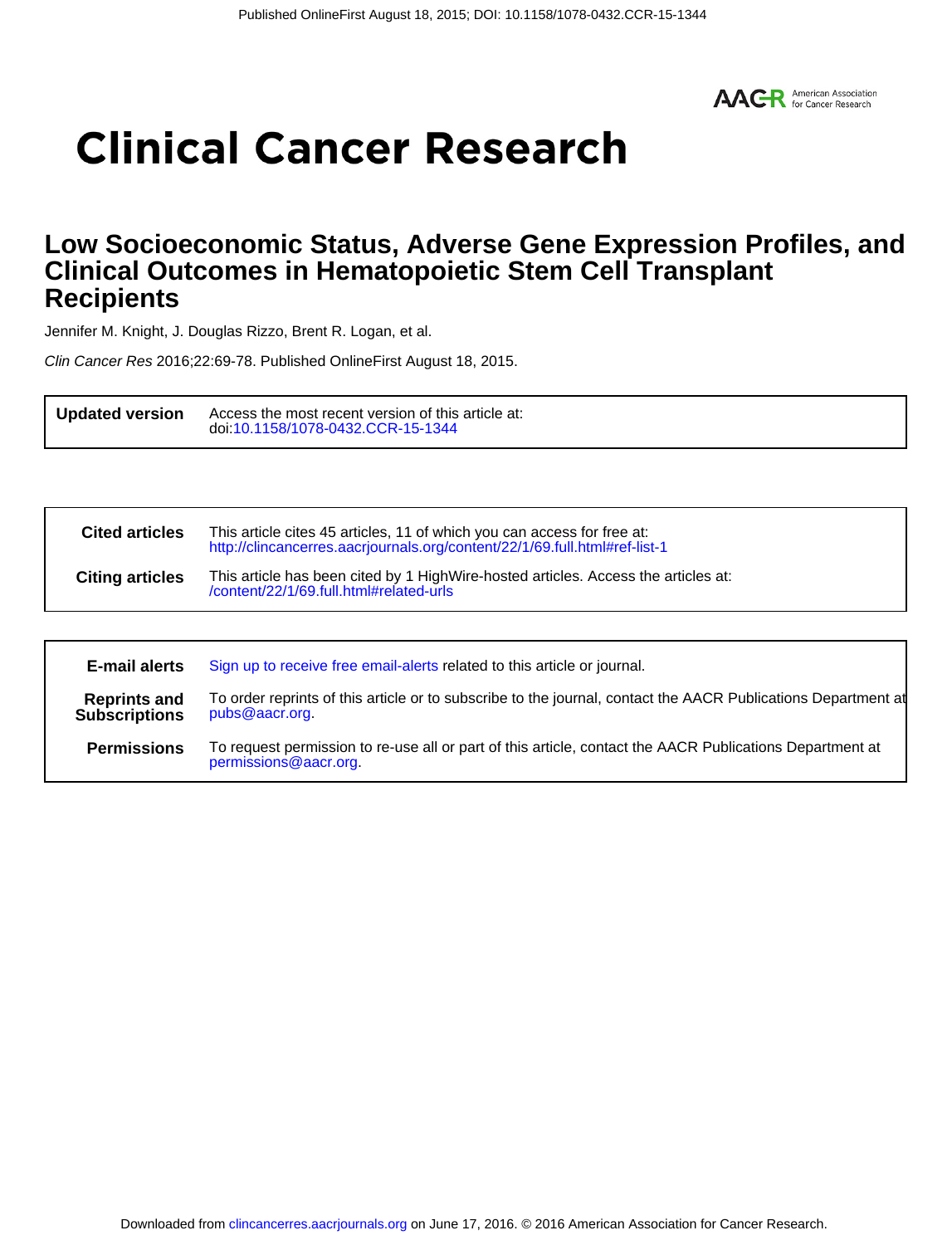Published OnlineFirst August 18, 2015; DOI: 10.1158/1078-0432.CCR-15-1344

# Clinical Cancer Research

## Low Socioeconomic Status, Adverse Gene Expression Profiles, and Clinical Outcomes in Hematopoietic Stem Cell Transplant Recipients

Jennifer M. Knight, J. Douglas Rizzo, Brent R. Logan, et al.

*Clin Cancer Res* 2016;22:69-78. Published OnlineFirst August 18, 2015.

| | |
|---|---|
| **Updated version** | Access the most recent version of this article at: doi:10.1158/1078-0432.CCR-15-1344 |

| | |
|---|---|
| **Cited articles** | This article cites 45 articles, 11 of which you can access for free at: http://clincancerres.aacrjournals.org/content/22/1/69.full.html#ref-list-1 |
| **Citing articles** | This article has been cited by 1 HighWire-hosted articles. Access the articles at: /content/22/1/69.full.html#related-urls |

| | |
|---|---|
| **E-mail alerts** | Sign up to receive free email-alerts related to this article or journal. |
| **Reprints and Subscriptions** | To order reprints of this article or to subscribe to the journal, contact the AACR Publications Department at pubs@aacr.org. |
| **Permissions** | To request permission to re-use all or part of this article, contact the AACR Publications Department at permissions@aacr.org. |

Downloaded from clincancerres.aacrjournals.org on June 17, 2016. © 2016 American Association for Cancer Research.